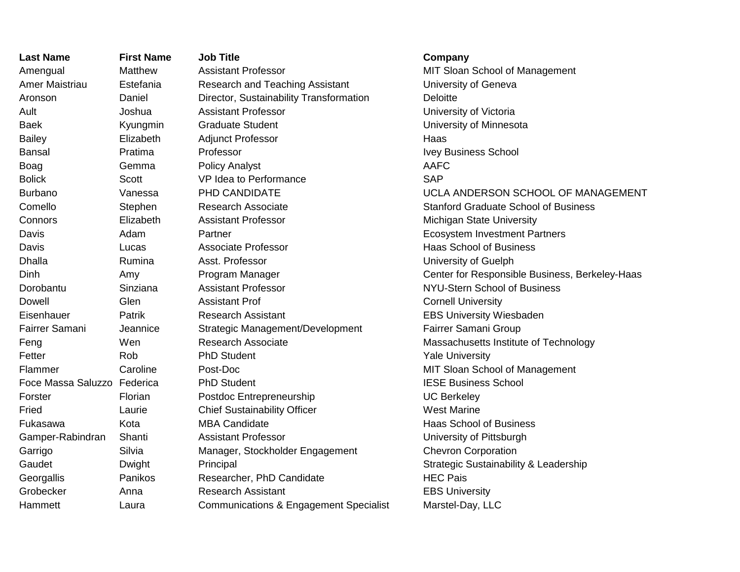| Last Name | First Name | Job Title | Company |
| --- | --- | --- | --- |
| Amengual | Matthew | Assistant Professor | MIT Sloan School of Management |
| Amer Maistriau | Estefania | Research and Teaching Assistant | University of Geneva |
| Aronson | Daniel | Director, Sustainability Transformation | Deloitte |
| Ault | Joshua | Assistant Professor | University of Victoria |
| Baek | Kyungmin | Graduate Student | University of Minnesota |
| Bailey | Elizabeth | Adjunct Professor | Haas |
| Bansal | Pratima | Professor | Ivey Business School |
| Boag | Gemma | Policy Analyst | AAFC |
| Bolick | Scott | VP Idea to Performance | SAP |
| Burbano | Vanessa | PHD CANDIDATE | UCLA ANDERSON SCHOOL OF MANAGEMENT |
| Comello | Stephen | Research Associate | Stanford Graduate School of Business |
| Connors | Elizabeth | Assistant Professor | Michigan State University |
| Davis | Adam | Partner | Ecosystem Investment Partners |
| Davis | Lucas | Associate Professor | Haas School of Business |
| Dhalla | Rumina | Asst. Professor | University of Guelph |
| Dinh | Amy | Program Manager | Center for Responsible Business, Berkeley-Haas |
| Dorobantu | Sinziana | Assistant Professor | NYU-Stern School of Business |
| Dowell | Glen | Assistant Prof | Cornell University |
| Eisenhauer | Patrik | Research Assistant | EBS University Wiesbaden |
| Fairrer Samani | Jeannice | Strategic Management/Development | Fairrer Samani Group |
| Feng | Wen | Research Associate | Massachusetts Institute of Technology |
| Fetter | Rob | PhD Student | Yale University |
| Flammer | Caroline | Post-Doc | MIT Sloan School of Management |
| Foce Massa Saluzzo | Federica | PhD Student | IESE Business School |
| Forster | Florian | Postdoc Entrepreneurship | UC Berkeley |
| Fried | Laurie | Chief Sustainability Officer | West Marine |
| Fukasawa | Kota | MBA Candidate | Haas School of Business |
| Gamper-Rabindran | Shanti | Assistant Professor | University of Pittsburgh |
| Garrigo | Silvia | Manager, Stockholder Engagement | Chevron Corporation |
| Gaudet | Dwight | Principal | Strategic Sustainability & Leadership |
| Georgallis | Panikos | Researcher, PhD Candidate | HEC Pais |
| Grobecker | Anna | Research Assistant | EBS University |
| Hammett | Laura | Communications & Engagement Specialist | Marstel-Day, LLC |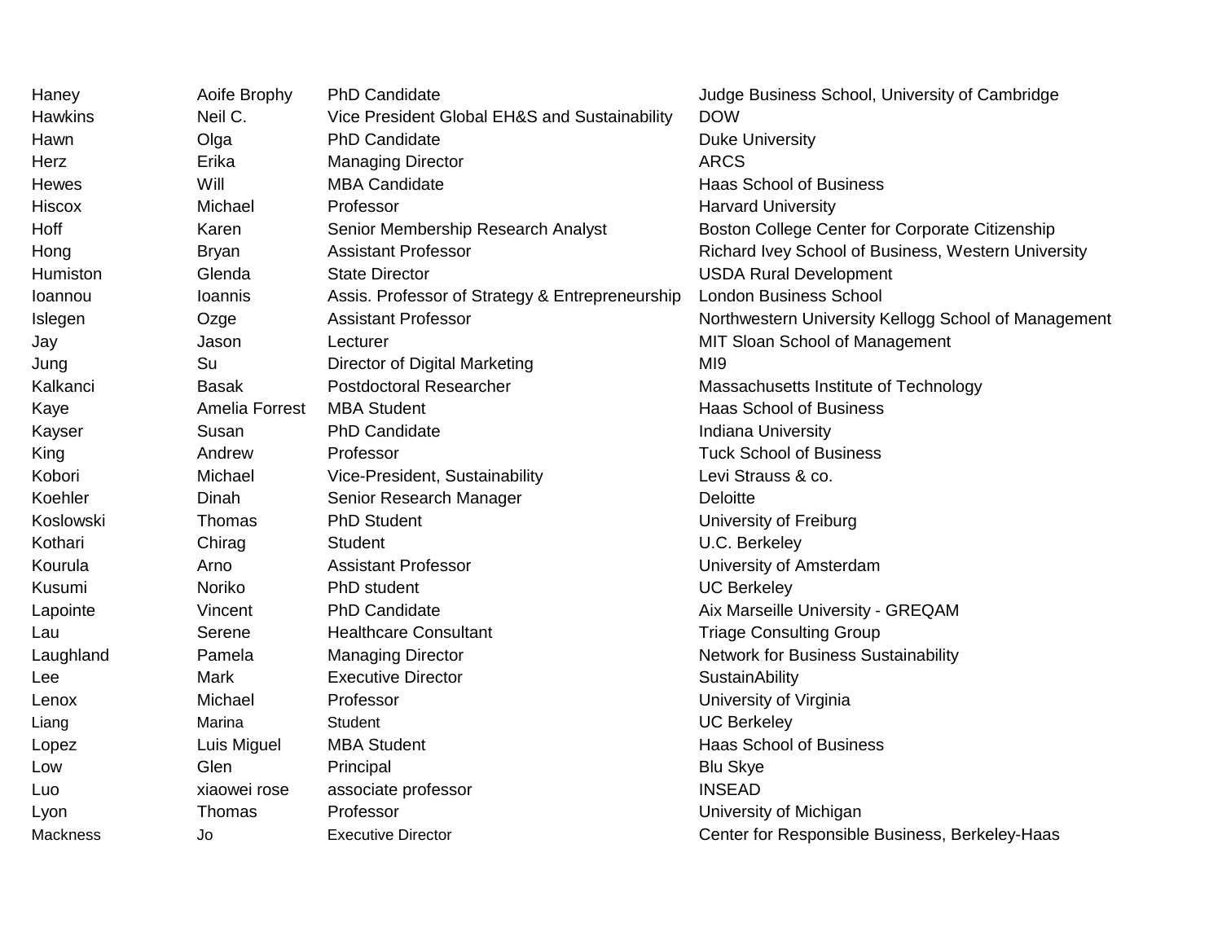| | | | |
|---|---|---|---|
| Haney | Aoife Brophy | PhD Candidate | Judge Business School, University of Cambridge |
| Hawkins | Neil C. | Vice President Global EH&S and Sustainability | DOW |
| Hawn | Olga | PhD Candidate | Duke University |
| Herz | Erika | Managing Director | ARCS |
| Hewes | Will | MBA Candidate | Haas School of Business |
| Hiscox | Michael | Professor | Harvard University |
| Hoff | Karen | Senior Membership Research Analyst | Boston College Center for Corporate Citizenship |
| Hong | Bryan | Assistant Professor | Richard Ivey School of Business, Western University |
| Humiston | Glenda | State Director | USDA Rural Development |
| Ioannou | Ioannis | Assis. Professor of Strategy & Entrepreneurship | London Business School |
| Islegen | Ozge | Assistant Professor | Northwestern University Kellogg School of Management |
| Jay | Jason | Lecturer | MIT Sloan School of Management |
| Jung | Su | Director of Digital Marketing | MI9 |
| Kalkanci | Basak | Postdoctoral Researcher | Massachusetts Institute of Technology |
| Kaye | Amelia Forrest | MBA Student | Haas School of Business |
| Kayser | Susan | PhD Candidate | Indiana University |
| King | Andrew | Professor | Tuck School of Business |
| Kobori | Michael | Vice-President, Sustainability | Levi Strauss & co. |
| Koehler | Dinah | Senior Research Manager | Deloitte |
| Koslowski | Thomas | PhD Student | University of Freiburg |
| Kothari | Chirag | Student | U.C. Berkeley |
| Kourula | Arno | Assistant Professor | University of Amsterdam |
| Kusumi | Noriko | PhD student | UC Berkeley |
| Lapointe | Vincent | PhD Candidate | Aix Marseille University - GREQAM |
| Lau | Serene | Healthcare Consultant | Triage Consulting Group |
| Laughland | Pamela | Managing Director | Network for Business Sustainability |
| Lee | Mark | Executive Director | SustainAbility |
| Lenox | Michael | Professor | University of Virginia |
| Liang | Marina | Student | UC Berkeley |
| Lopez | Luis Miguel | MBA Student | Haas School of Business |
| Low | Glen | Principal | Blu Skye |
| Luo | xiaowei rose | associate professor | INSEAD |
| Lyon | Thomas | Professor | University of Michigan |
| Mackness | Jo | Executive Director | Center for Responsible Business, Berkeley-Haas |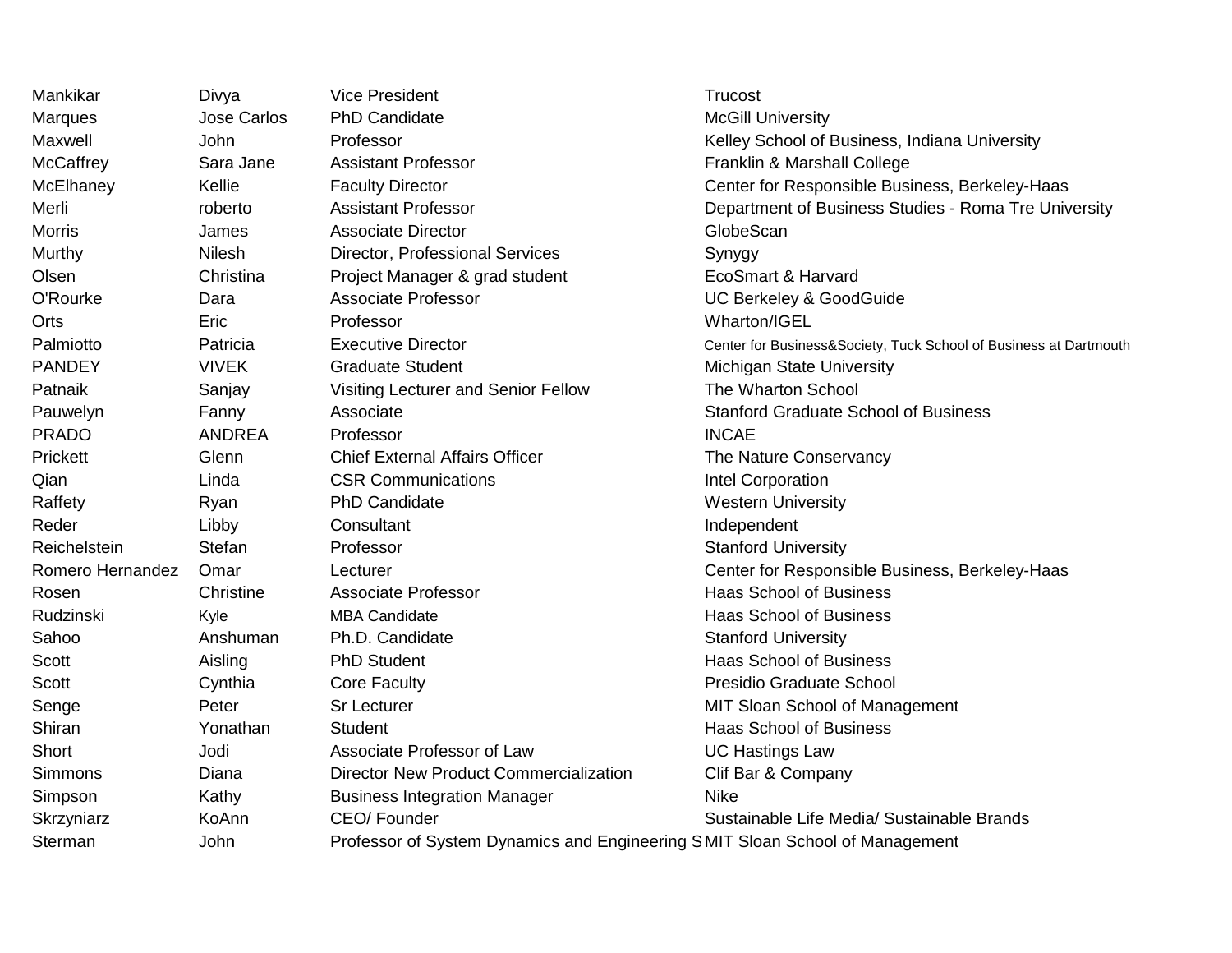| | | | |
|---|---|---|---|
| Mankikar | Divya | Vice President | Trucost |
| Marques | Jose Carlos | PhD Candidate | McGill University |
| Maxwell | John | Professor | Kelley School of Business, Indiana University |
| McCaffrey | Sara Jane | Assistant Professor | Franklin & Marshall College |
| McElhaney | Kellie | Faculty Director | Center for Responsible Business, Berkeley-Haas |
| Merli | roberto | Assistant Professor | Department of Business Studies - Roma Tre University |
| Morris | James | Associate Director | GlobeScan |
| Murthy | Nilesh | Director, Professional Services | Synygy |
| Olsen | Christina | Project Manager & grad student | EcoSmart & Harvard |
| O'Rourke | Dara | Associate Professor | UC Berkeley & GoodGuide |
| Orts | Eric | Professor | Wharton/IGEL |
| Palmiotto | Patricia | Executive Director | Center for Business&Society, Tuck School of Business at Dartmouth |
| PANDEY | VIVEK | Graduate Student | Michigan State University |
| Patnaik | Sanjay | Visiting Lecturer and Senior Fellow | The Wharton School |
| Pauwelyn | Fanny | Associate | Stanford Graduate School of Business |
| PRADO | ANDREA | Professor | INCAE |
| Prickett | Glenn | Chief External Affairs Officer | The Nature Conservancy |
| Qian | Linda | CSR Communications | Intel Corporation |
| Raffety | Ryan | PhD Candidate | Western University |
| Reder | Libby | Consultant | Independent |
| Reichelstein | Stefan | Professor | Stanford University |
| Romero Hernandez | Omar | Lecturer | Center for Responsible Business, Berkeley-Haas |
| Rosen | Christine | Associate Professor | Haas School of Business |
| Rudzinski | Kyle | MBA Candidate | Haas School of Business |
| Sahoo | Anshuman | Ph.D. Candidate | Stanford University |
| Scott | Aisling | PhD Student | Haas School of Business |
| Scott | Cynthia | Core Faculty | Presidio Graduate School |
| Senge | Peter | Sr Lecturer | MIT Sloan School of Management |
| Shiran | Yonathan | Student | Haas School of Business |
| Short | Jodi | Associate Professor of Law | UC Hastings Law |
| Simmons | Diana | Director New Product Commercialization | Clif Bar & Company |
| Simpson | Kathy | Business Integration Manager | Nike |
| Skrzyniarz | KoAnn | CEO/ Founder | Sustainable Life Media/ Sustainable Brands |
| Sterman | John | Professor of System Dynamics and Engineering S | MIT Sloan School of Management |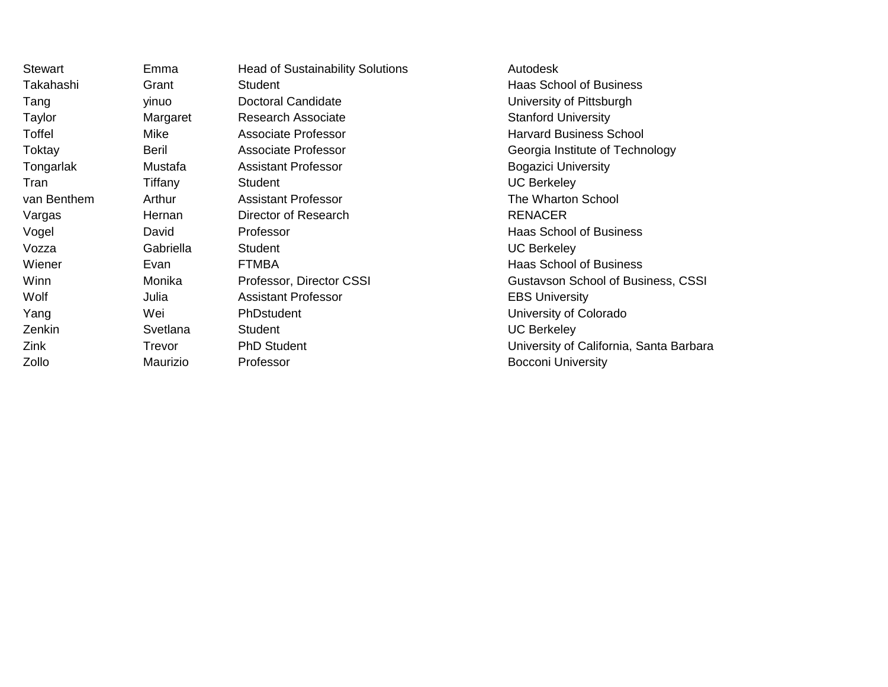| | | | |
|---|---|---|---|
| Stewart | Emma | Head of Sustainability Solutions | Autodesk |
| Takahashi | Grant | Student | Haas School of Business |
| Tang | yinuo | Doctoral Candidate | University of Pittsburgh |
| Taylor | Margaret | Research Associate | Stanford University |
| Toffel | Mike | Associate Professor | Harvard Business School |
| Toktay | Beril | Associate Professor | Georgia Institute of Technology |
| Tongarlak | Mustafa | Assistant Professor | Bogazici University |
| Tran | Tiffany | Student | UC Berkeley |
| van Benthem | Arthur | Assistant Professor | The Wharton School |
| Vargas | Hernan | Director of Research | RENACER |
| Vogel | David | Professor | Haas School of Business |
| Vozza | Gabriella | Student | UC Berkeley |
| Wiener | Evan | FTMBA | Haas School of Business |
| Winn | Monika | Professor, Director CSSI | Gustavson School of Business, CSSI |
| Wolf | Julia | Assistant Professor | EBS University |
| Yang | Wei | PhDstudent | University of Colorado |
| Zenkin | Svetlana | Student | UC Berkeley |
| Zink | Trevor | PhD Student | University of California, Santa Barbara |
| Zollo | Maurizio | Professor | Bocconi University |